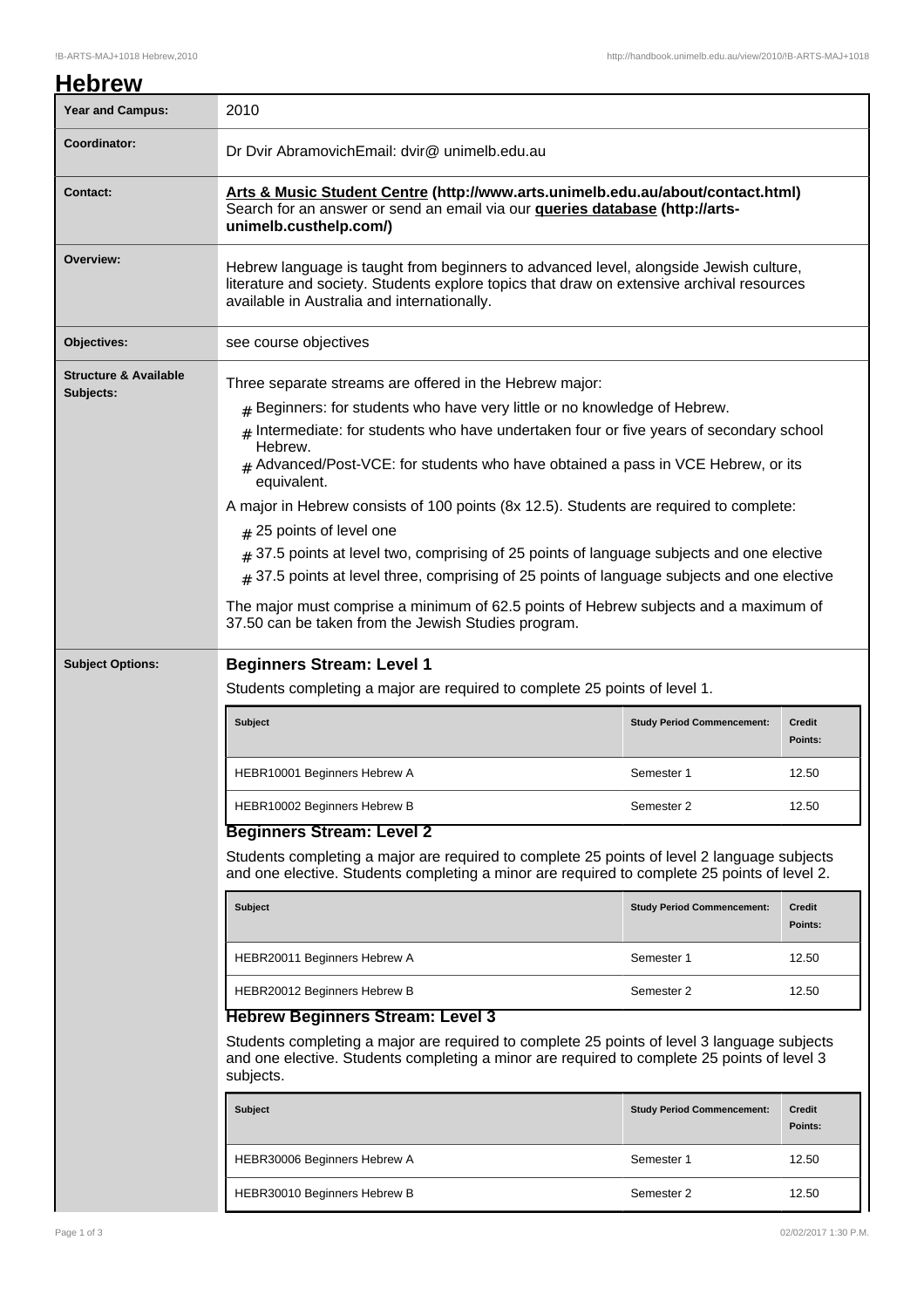# Hebrew

| | |
|---|---|
| **Year and Campus:** | 2010 |
| **Coordinator:** | Dr Dvir AbramovichEmail: dvir@ unimelb.edu.au |
| **Contact:** | **Arts & Music Student Centre (http://www.arts.unimelb.edu.au/about/contact.html)** Search for an answer or send an email via our **queries database (http://arts-unimelb.custhelp.com/)** |
| **Overview:** | Hebrew language is taught from beginners to advanced level, alongside Jewish culture, literature and society. Students explore topics that draw on extensive archival resources available in Australia and internationally. |
| **Objectives:** | see course objectives |

**Structure & Available Subjects:**

Three separate streams are offered in the Hebrew major:

- Beginners: for students who have very little or no knowledge of Hebrew.
- Intermediate: for students who have undertaken four or five years of secondary school Hebrew.
- Advanced/Post-VCE: for students who have obtained a pass in VCE Hebrew, or its equivalent.

A major in Hebrew consists of 100 points (8x 12.5). Students are required to complete:

- 25 points of level one
- 37.5 points at level two, comprising of 25 points of language subjects and one elective
- 37.5 points at level three, comprising of 25 points of language subjects and one elective

The major must comprise a minimum of 62.5 points of Hebrew subjects and a maximum of 37.50 can be taken from the Jewish Studies program.

**Subject Options:**

### Beginners Stream: Level 1

Students completing a major are required to complete 25 points of level 1.

| Subject | Study Period Commencement: | Credit Points: |
|---|---|---|
| HEBR10001 Beginners Hebrew A | Semester 1 | 12.50 |
| HEBR10002 Beginners Hebrew B | Semester 2 | 12.50 |

### Beginners Stream: Level 2

Students completing a major are required to complete 25 points of level 2 language subjects and one elective. Students completing a minor are required to complete 25 points of level 2.

| Subject | Study Period Commencement: | Credit Points: |
|---|---|---|
| HEBR20011 Beginners Hebrew A | Semester 1 | 12.50 |
| HEBR20012 Beginners Hebrew B | Semester 2 | 12.50 |

### Hebrew Beginners Stream: Level 3

Students completing a major are required to complete 25 points of level 3 language subjects and one elective. Students completing a minor are required to complete 25 points of level 3 subjects.

| Subject | Study Period Commencement: | Credit Points: |
|---|---|---|
| HEBR30006 Beginners Hebrew A | Semester 1 | 12.50 |
| HEBR30010 Beginners Hebrew B | Semester 2 | 12.50 |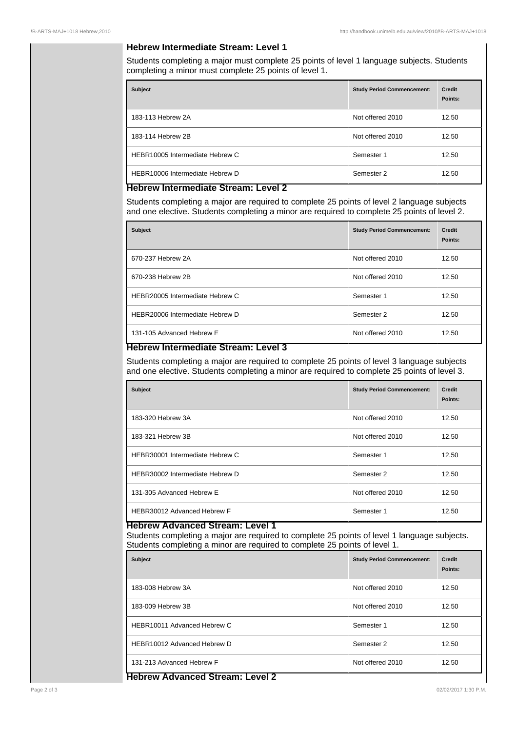### Hebrew Intermediate Stream: Level 1

Students completing a major must complete 25 points of level 1 language subjects. Students completing a minor must complete 25 points of level 1.

| Subject | Study Period Commencement: | Credit Points: |
|---|---|---|
| 183-113 Hebrew 2A | Not offered 2010 | 12.50 |
| 183-114 Hebrew 2B | Not offered 2010 | 12.50 |
| HEBR10005 Intermediate Hebrew C | Semester 1 | 12.50 |
| HEBR10006 Intermediate Hebrew D | Semester 2 | 12.50 |

### Hebrew Intermediate Stream: Level 2

Students completing a major are required to complete 25 points of level 2 language subjects and one elective. Students completing a minor are required to complete 25 points of level 2.

| Subject | Study Period Commencement: | Credit Points: |
|---|---|---|
| 670-237 Hebrew 2A | Not offered 2010 | 12.50 |
| 670-238 Hebrew 2B | Not offered 2010 | 12.50 |
| HEBR20005 Intermediate Hebrew C | Semester 1 | 12.50 |
| HEBR20006 Intermediate Hebrew D | Semester 2 | 12.50 |
| 131-105 Advanced Hebrew E | Not offered 2010 | 12.50 |

### Hebrew Intermediate Stream: Level 3

Students completing a major are required to complete 25 points of level 3 language subjects and one elective. Students completing a minor are required to complete 25 points of level 3.

| Subject | Study Period Commencement: | Credit Points: |
|---|---|---|
| 183-320 Hebrew 3A | Not offered 2010 | 12.50 |
| 183-321 Hebrew 3B | Not offered 2010 | 12.50 |
| HEBR30001 Intermediate Hebrew C | Semester 1 | 12.50 |
| HEBR30002 Intermediate Hebrew D | Semester 2 | 12.50 |
| 131-305 Advanced Hebrew E | Not offered 2010 | 12.50 |
| HEBR30012 Advanced Hebrew F | Semester 1 | 12.50 |

### Hebrew Advanced Stream: Level 1

Students completing a major are required to complete 25 points of level 1 language subjects. Students completing a minor are required to complete 25 points of level 1.

| Subject | Study Period Commencement: | Credit Points: |
|---|---|---|
| 183-008 Hebrew 3A | Not offered 2010 | 12.50 |
| 183-009 Hebrew 3B | Not offered 2010 | 12.50 |
| HEBR10011 Advanced Hebrew C | Semester 1 | 12.50 |
| HEBR10012 Advanced Hebrew D | Semester 2 | 12.50 |
| 131-213 Advanced Hebrew F | Not offered 2010 | 12.50 |

### Hebrew Advanced Stream: Level 2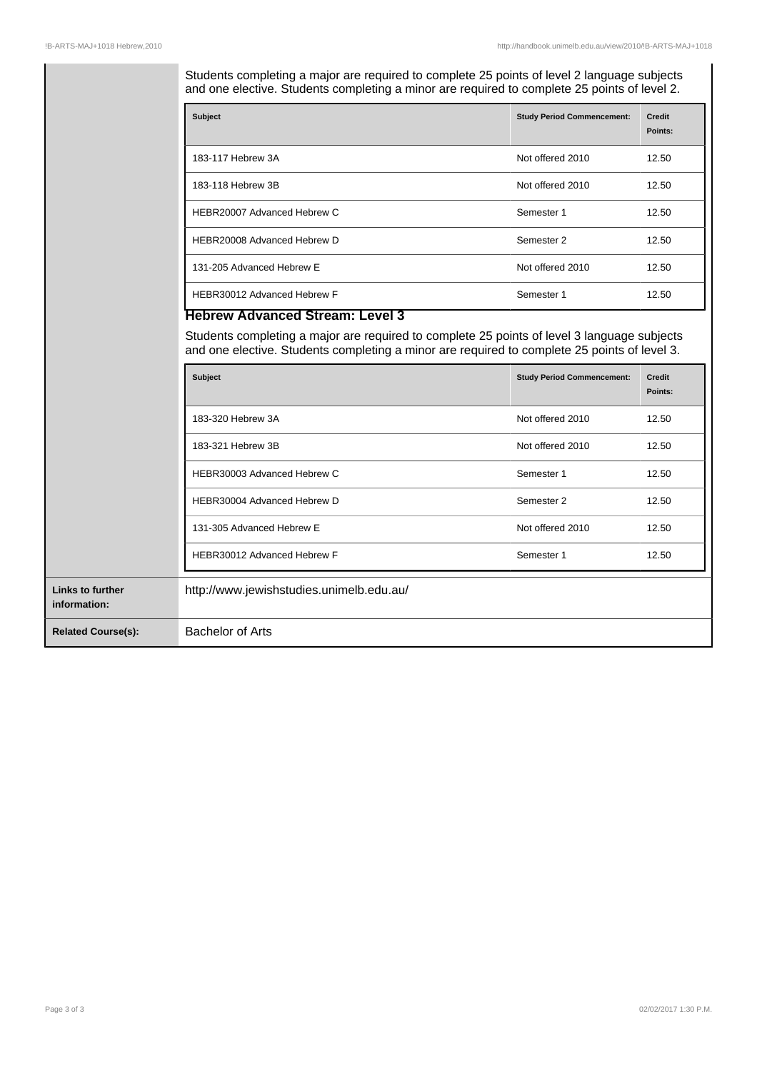Students completing a major are required to complete 25 points of level 2 language subjects and one elective. Students completing a minor are required to complete 25 points of level 2.

| Subject | Study Period Commencement: | Credit Points: |
| --- | --- | --- |
| 183-117 Hebrew 3A | Not offered 2010 | 12.50 |
| 183-118 Hebrew 3B | Not offered 2010 | 12.50 |
| HEBR20007 Advanced Hebrew C | Semester 1 | 12.50 |
| HEBR20008 Advanced Hebrew D | Semester 2 | 12.50 |
| 131-205 Advanced Hebrew E | Not offered 2010 | 12.50 |
| HEBR30012 Advanced Hebrew F | Semester 1 | 12.50 |

### Hebrew Advanced Stream: Level 3

Students completing a major are required to complete 25 points of level 3 language subjects and one elective. Students completing a minor are required to complete 25 points of level 3.

| Subject | Study Period Commencement: | Credit Points: |
| --- | --- | --- |
| 183-320 Hebrew 3A | Not offered 2010 | 12.50 |
| 183-321 Hebrew 3B | Not offered 2010 | 12.50 |
| HEBR30003 Advanced Hebrew C | Semester 1 | 12.50 |
| HEBR30004 Advanced Hebrew D | Semester 2 | 12.50 |
| 131-305 Advanced Hebrew E | Not offered 2010 | 12.50 |
| HEBR30012 Advanced Hebrew F | Semester 1 | 12.50 |

| | |
| --- | --- |
| **Links to further information:** | http://www.jewishstudies.unimelb.edu.au/ |
| **Related Course(s):** | Bachelor of Arts |